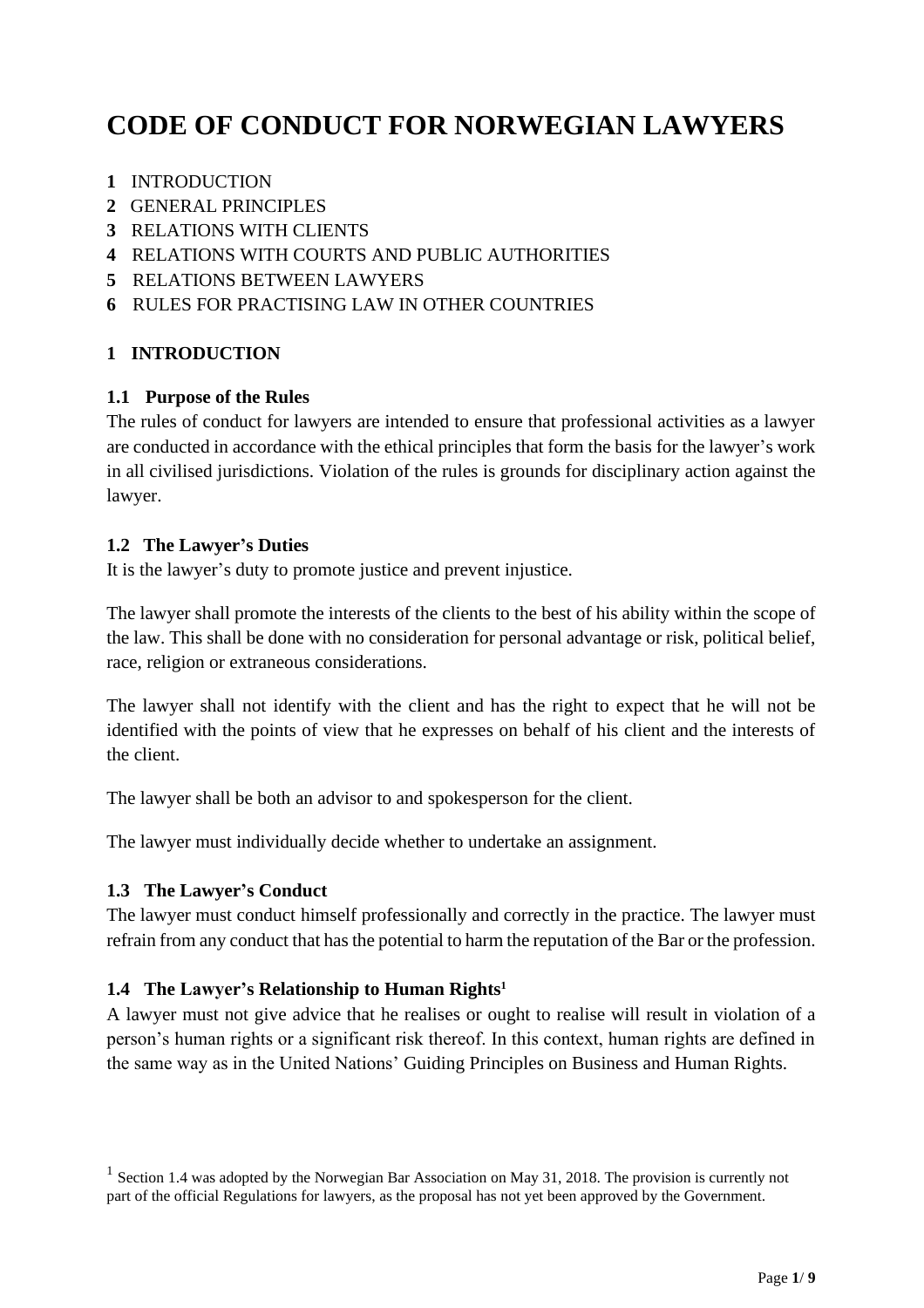# CODE OF CONDUCT FOR NORWEGIAN LAWYERS

**1** INTRODUCTION
**2** GENERAL PRINCIPLES
**3** RELATIONS WITH CLIENTS
**4** RELATIONS WITH COURTS AND PUBLIC AUTHORITIES
**5** RELATIONS BETWEEN LAWYERS
**6** RULES FOR PRACTISING LAW IN OTHER COUNTRIES

## 1 INTRODUCTION

### 1.1 Purpose of the Rules

The rules of conduct for lawyers are intended to ensure that professional activities as a lawyer are conducted in accordance with the ethical principles that form the basis for the lawyer's work in all civilised jurisdictions. Violation of the rules is grounds for disciplinary action against the lawyer.

### 1.2 The Lawyer's Duties

It is the lawyer's duty to promote justice and prevent injustice.

The lawyer shall promote the interests of the clients to the best of his ability within the scope of the law. This shall be done with no consideration for personal advantage or risk, political belief, race, religion or extraneous considerations.

The lawyer shall not identify with the client and has the right to expect that he will not be identified with the points of view that he expresses on behalf of his client and the interests of the client.

The lawyer shall be both an advisor to and spokesperson for the client.

The lawyer must individually decide whether to undertake an assignment.

### 1.3 The Lawyer's Conduct

The lawyer must conduct himself professionally and correctly in the practice. The lawyer must refrain from any conduct that has the potential to harm the reputation of the Bar or the profession.

### 1.4 The Lawyer's Relationship to Human Rights[1]

A lawyer must not give advice that he realises or ought to realise will result in violation of a person's human rights or a significant risk thereof. In this context, human rights are defined in the same way as in the United Nations' Guiding Principles on Business and Human Rights.

[1] Section 1.4 was adopted by the Norwegian Bar Association on May 31, 2018. The provision is currently not part of the official Regulations for lawyers, as the proposal has not yet been approved by the Government.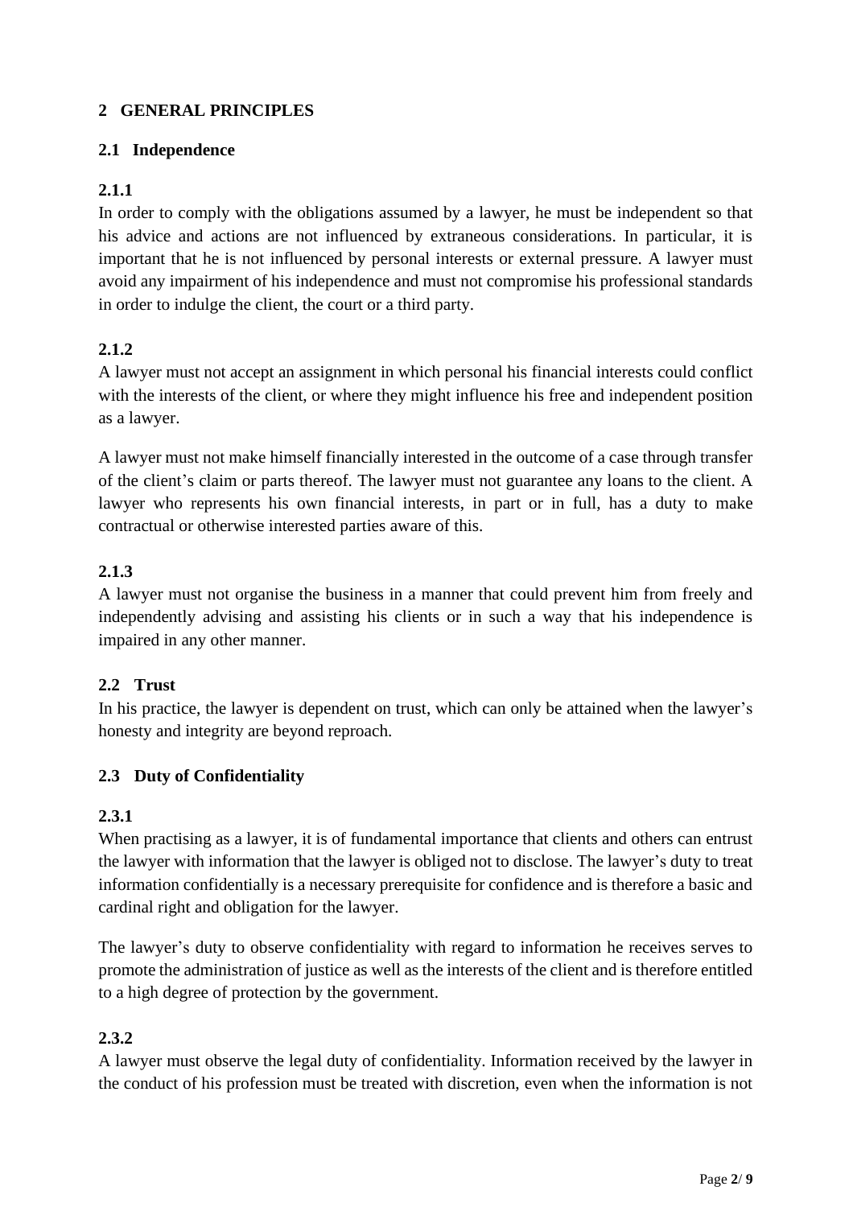## 2 GENERAL PRINCIPLES

### 2.1 Independence

#### 2.1.1

In order to comply with the obligations assumed by a lawyer, he must be independent so that his advice and actions are not influenced by extraneous considerations. In particular, it is important that he is not influenced by personal interests or external pressure. A lawyer must avoid any impairment of his independence and must not compromise his professional standards in order to indulge the client, the court or a third party.

#### 2.1.2

A lawyer must not accept an assignment in which personal his financial interests could conflict with the interests of the client, or where they might influence his free and independent position as a lawyer.

A lawyer must not make himself financially interested in the outcome of a case through transfer of the client's claim or parts thereof. The lawyer must not guarantee any loans to the client. A lawyer who represents his own financial interests, in part or in full, has a duty to make contractual or otherwise interested parties aware of this.

#### 2.1.3

A lawyer must not organise the business in a manner that could prevent him from freely and independently advising and assisting his clients or in such a way that his independence is impaired in any other manner.

### 2.2 Trust

In his practice, the lawyer is dependent on trust, which can only be attained when the lawyer's honesty and integrity are beyond reproach.

### 2.3 Duty of Confidentiality

#### 2.3.1

When practising as a lawyer, it is of fundamental importance that clients and others can entrust the lawyer with information that the lawyer is obliged not to disclose. The lawyer's duty to treat information confidentially is a necessary prerequisite for confidence and is therefore a basic and cardinal right and obligation for the lawyer.

The lawyer's duty to observe confidentiality with regard to information he receives serves to promote the administration of justice as well as the interests of the client and is therefore entitled to a high degree of protection by the government.

#### 2.3.2

A lawyer must observe the legal duty of confidentiality. Information received by the lawyer in the conduct of his profession must be treated with discretion, even when the information is not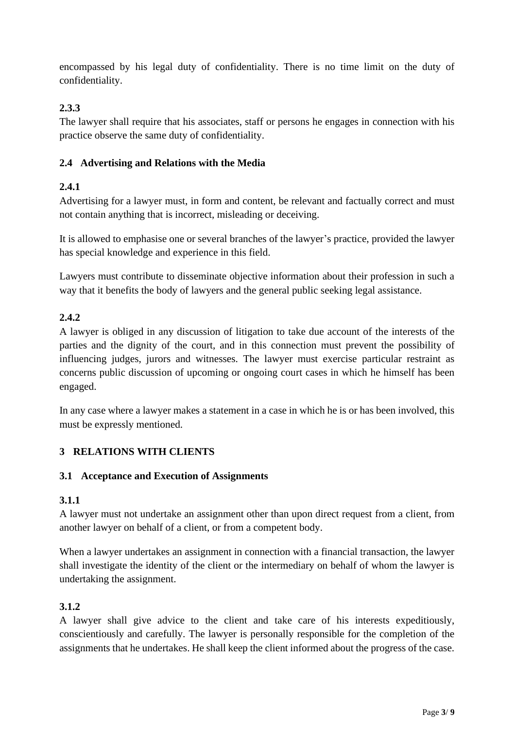encompassed by his legal duty of confidentiality. There is no time limit on the duty of confidentiality.

#### 2.3.3

The lawyer shall require that his associates, staff or persons he engages in connection with his practice observe the same duty of confidentiality.

### 2.4 Advertising and Relations with the Media

#### 2.4.1

Advertising for a lawyer must, in form and content, be relevant and factually correct and must not contain anything that is incorrect, misleading or deceiving.

It is allowed to emphasise one or several branches of the lawyer's practice, provided the lawyer has special knowledge and experience in this field.

Lawyers must contribute to disseminate objective information about their profession in such a way that it benefits the body of lawyers and the general public seeking legal assistance.

#### 2.4.2

A lawyer is obliged in any discussion of litigation to take due account of the interests of the parties and the dignity of the court, and in this connection must prevent the possibility of influencing judges, jurors and witnesses. The lawyer must exercise particular restraint as concerns public discussion of upcoming or ongoing court cases in which he himself has been engaged.

In any case where a lawyer makes a statement in a case in which he is or has been involved, this must be expressly mentioned.

## 3 RELATIONS WITH CLIENTS

### 3.1 Acceptance and Execution of Assignments

#### 3.1.1

A lawyer must not undertake an assignment other than upon direct request from a client, from another lawyer on behalf of a client, or from a competent body.

When a lawyer undertakes an assignment in connection with a financial transaction, the lawyer shall investigate the identity of the client or the intermediary on behalf of whom the lawyer is undertaking the assignment.

#### 3.1.2

A lawyer shall give advice to the client and take care of his interests expeditiously, conscientiously and carefully. The lawyer is personally responsible for the completion of the assignments that he undertakes. He shall keep the client informed about the progress of the case.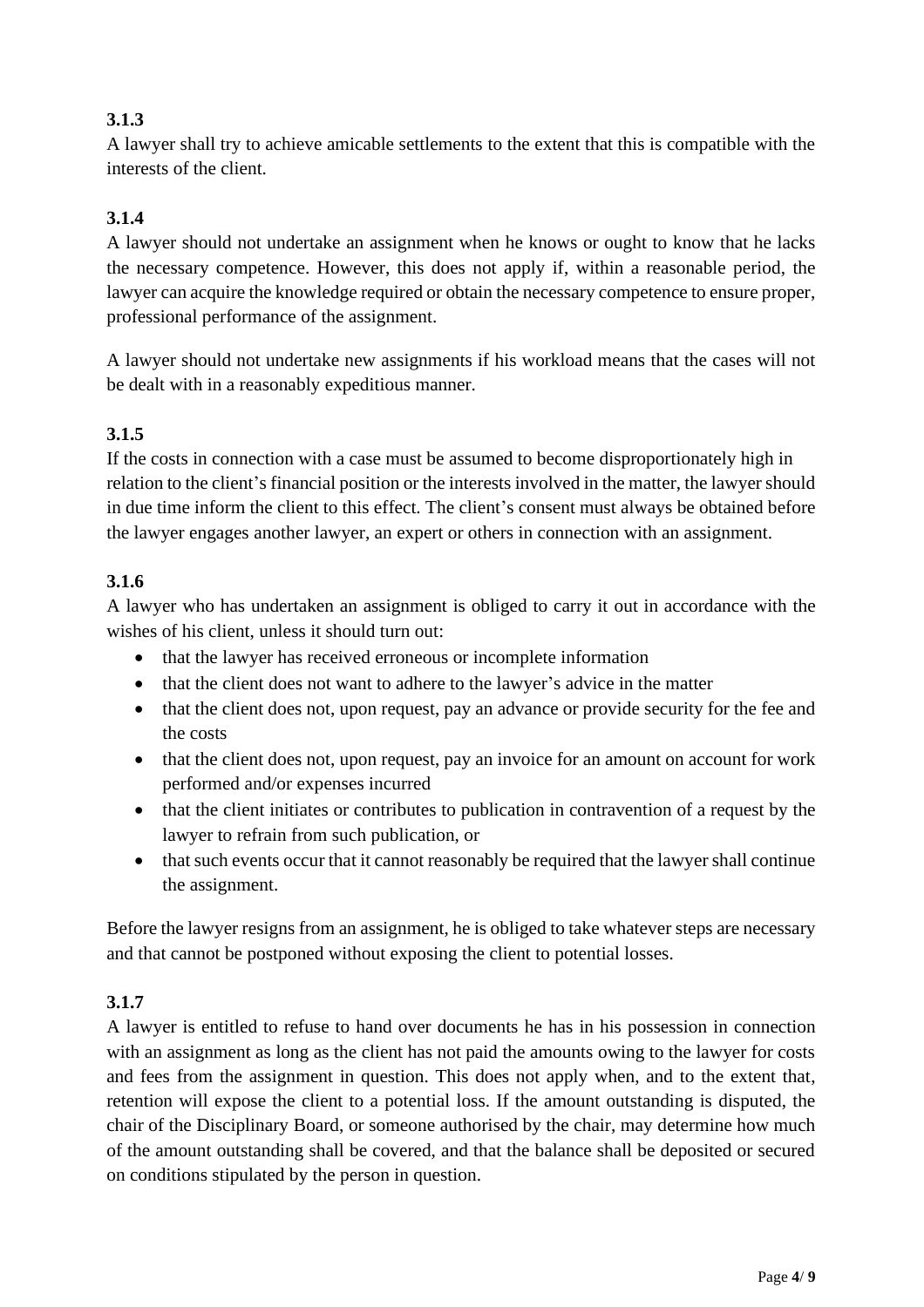**3.1.3**

A lawyer shall try to achieve amicable settlements to the extent that this is compatible with the interests of the client.

**3.1.4**

A lawyer should not undertake an assignment when he knows or ought to know that he lacks the necessary competence. However, this does not apply if, within a reasonable period, the lawyer can acquire the knowledge required or obtain the necessary competence to ensure proper, professional performance of the assignment.

A lawyer should not undertake new assignments if his workload means that the cases will not be dealt with in a reasonably expeditious manner.

**3.1.5**

If the costs in connection with a case must be assumed to become disproportionately high in relation to the client's financial position or the interests involved in the matter, the lawyer should in due time inform the client to this effect. The client's consent must always be obtained before the lawyer engages another lawyer, an expert or others in connection with an assignment.

**3.1.6**

A lawyer who has undertaken an assignment is obliged to carry it out in accordance with the wishes of his client, unless it should turn out:

- that the lawyer has received erroneous or incomplete information
- that the client does not want to adhere to the lawyer's advice in the matter
- that the client does not, upon request, pay an advance or provide security for the fee and the costs
- that the client does not, upon request, pay an invoice for an amount on account for work performed and/or expenses incurred
- that the client initiates or contributes to publication in contravention of a request by the lawyer to refrain from such publication, or
- that such events occur that it cannot reasonably be required that the lawyer shall continue the assignment.

Before the lawyer resigns from an assignment, he is obliged to take whatever steps are necessary and that cannot be postponed without exposing the client to potential losses.

**3.1.7**

A lawyer is entitled to refuse to hand over documents he has in his possession in connection with an assignment as long as the client has not paid the amounts owing to the lawyer for costs and fees from the assignment in question. This does not apply when, and to the extent that, retention will expose the client to a potential loss. If the amount outstanding is disputed, the chair of the Disciplinary Board, or someone authorised by the chair, may determine how much of the amount outstanding shall be covered, and that the balance shall be deposited or secured on conditions stipulated by the person in question.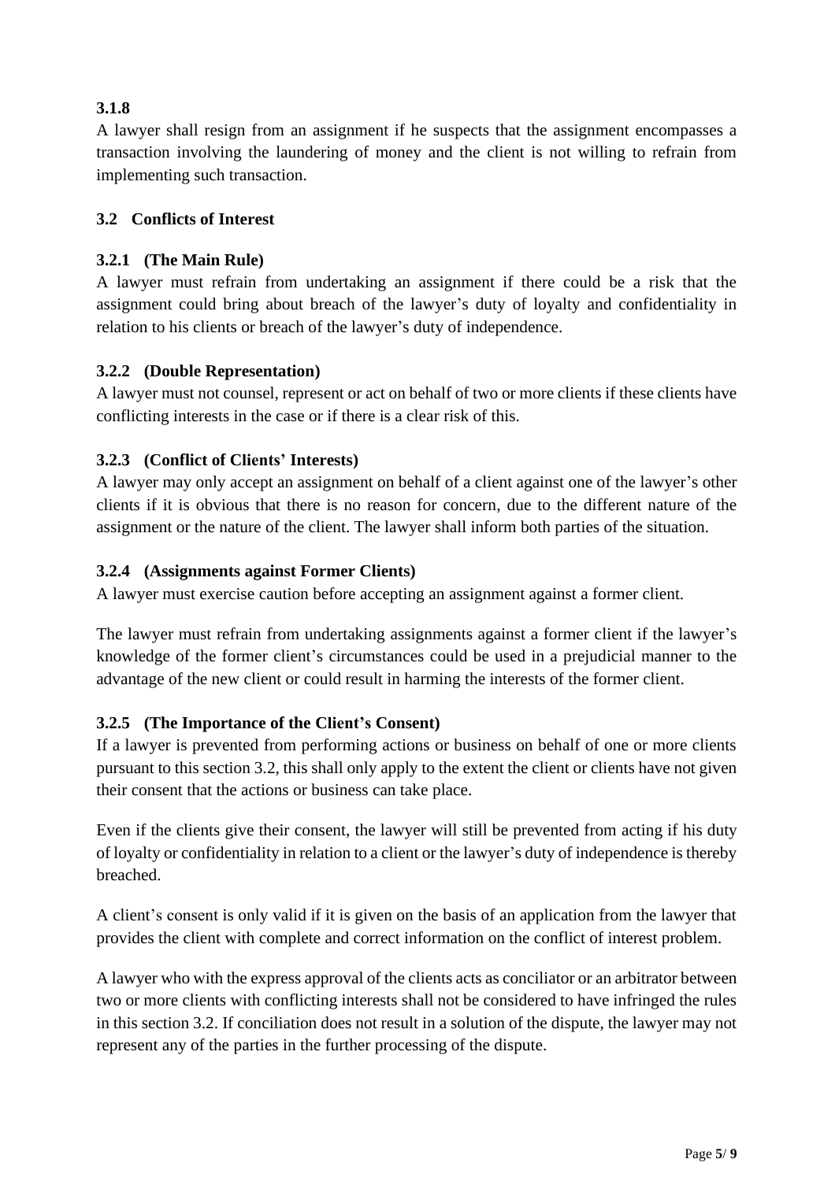### 3.1.8

A lawyer shall resign from an assignment if he suspects that the assignment encompasses a transaction involving the laundering of money and the client is not willing to refrain from implementing such transaction.

## 3.2 Conflicts of Interest

### 3.2.1 (The Main Rule)

A lawyer must refrain from undertaking an assignment if there could be a risk that the assignment could bring about breach of the lawyer's duty of loyalty and confidentiality in relation to his clients or breach of the lawyer's duty of independence.

### 3.2.2 (Double Representation)

A lawyer must not counsel, represent or act on behalf of two or more clients if these clients have conflicting interests in the case or if there is a clear risk of this.

### 3.2.3 (Conflict of Clients' Interests)

A lawyer may only accept an assignment on behalf of a client against one of the lawyer's other clients if it is obvious that there is no reason for concern, due to the different nature of the assignment or the nature of the client. The lawyer shall inform both parties of the situation.

### 3.2.4 (Assignments against Former Clients)

A lawyer must exercise caution before accepting an assignment against a former client.

The lawyer must refrain from undertaking assignments against a former client if the lawyer's knowledge of the former client's circumstances could be used in a prejudicial manner to the advantage of the new client or could result in harming the interests of the former client.

### 3.2.5 (The Importance of the Client's Consent)

If a lawyer is prevented from performing actions or business on behalf of one or more clients pursuant to this section 3.2, this shall only apply to the extent the client or clients have not given their consent that the actions or business can take place.

Even if the clients give their consent, the lawyer will still be prevented from acting if his duty of loyalty or confidentiality in relation to a client or the lawyer's duty of independence is thereby breached.

A client's consent is only valid if it is given on the basis of an application from the lawyer that provides the client with complete and correct information on the conflict of interest problem.

A lawyer who with the express approval of the clients acts as conciliator or an arbitrator between two or more clients with conflicting interests shall not be considered to have infringed the rules in this section 3.2. If conciliation does not result in a solution of the dispute, the lawyer may not represent any of the parties in the further processing of the dispute.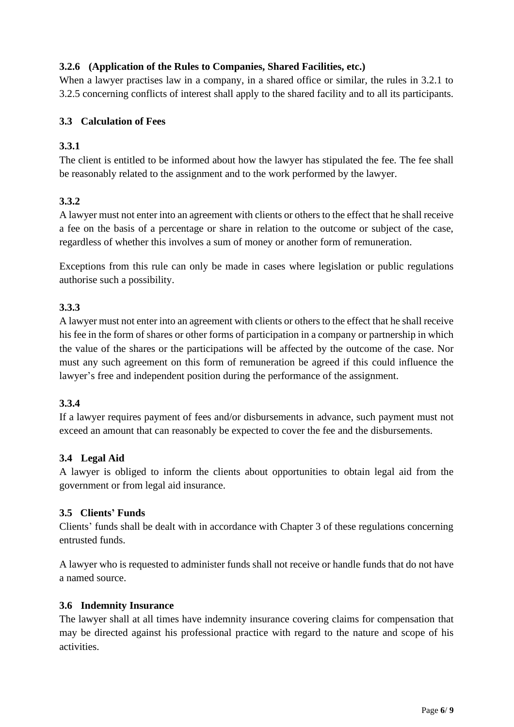#### 3.2.6 (Application of the Rules to Companies, Shared Facilities, etc.)

When a lawyer practises law in a company, in a shared office or similar, the rules in 3.2.1 to 3.2.5 concerning conflicts of interest shall apply to the shared facility and to all its participants.

### 3.3 Calculation of Fees

#### 3.3.1

The client is entitled to be informed about how the lawyer has stipulated the fee. The fee shall be reasonably related to the assignment and to the work performed by the lawyer.

#### 3.3.2

A lawyer must not enter into an agreement with clients or others to the effect that he shall receive a fee on the basis of a percentage or share in relation to the outcome or subject of the case, regardless of whether this involves a sum of money or another form of remuneration.

Exceptions from this rule can only be made in cases where legislation or public regulations authorise such a possibility.

#### 3.3.3

A lawyer must not enter into an agreement with clients or others to the effect that he shall receive his fee in the form of shares or other forms of participation in a company or partnership in which the value of the shares or the participations will be affected by the outcome of the case. Nor must any such agreement on this form of remuneration be agreed if this could influence the lawyer's free and independent position during the performance of the assignment.

#### 3.3.4

If a lawyer requires payment of fees and/or disbursements in advance, such payment must not exceed an amount that can reasonably be expected to cover the fee and the disbursements.

### 3.4 Legal Aid

A lawyer is obliged to inform the clients about opportunities to obtain legal aid from the government or from legal aid insurance.

### 3.5 Clients' Funds

Clients' funds shall be dealt with in accordance with Chapter 3 of these regulations concerning entrusted funds.

A lawyer who is requested to administer funds shall not receive or handle funds that do not have a named source.

### 3.6 Indemnity Insurance

The lawyer shall at all times have indemnity insurance covering claims for compensation that may be directed against his professional practice with regard to the nature and scope of his activities.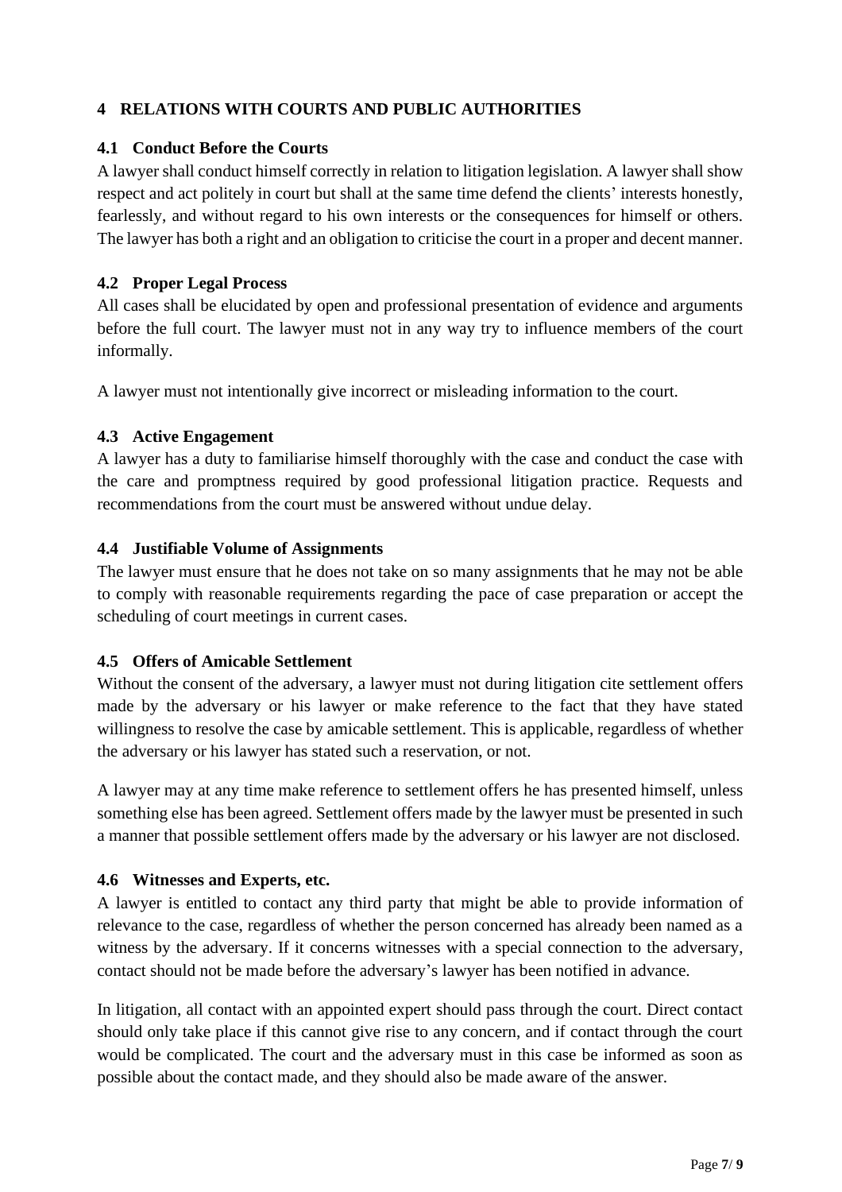## 4 RELATIONS WITH COURTS AND PUBLIC AUTHORITIES

### 4.1 Conduct Before the Courts

A lawyer shall conduct himself correctly in relation to litigation legislation. A lawyer shall show respect and act politely in court but shall at the same time defend the clients' interests honestly, fearlessly, and without regard to his own interests or the consequences for himself or others. The lawyer has both a right and an obligation to criticise the court in a proper and decent manner.

### 4.2 Proper Legal Process

All cases shall be elucidated by open and professional presentation of evidence and arguments before the full court. The lawyer must not in any way try to influence members of the court informally.

A lawyer must not intentionally give incorrect or misleading information to the court.

### 4.3 Active Engagement

A lawyer has a duty to familiarise himself thoroughly with the case and conduct the case with the care and promptness required by good professional litigation practice. Requests and recommendations from the court must be answered without undue delay.

### 4.4 Justifiable Volume of Assignments

The lawyer must ensure that he does not take on so many assignments that he may not be able to comply with reasonable requirements regarding the pace of case preparation or accept the scheduling of court meetings in current cases.

### 4.5 Offers of Amicable Settlement

Without the consent of the adversary, a lawyer must not during litigation cite settlement offers made by the adversary or his lawyer or make reference to the fact that they have stated willingness to resolve the case by amicable settlement. This is applicable, regardless of whether the adversary or his lawyer has stated such a reservation, or not.

A lawyer may at any time make reference to settlement offers he has presented himself, unless something else has been agreed. Settlement offers made by the lawyer must be presented in such a manner that possible settlement offers made by the adversary or his lawyer are not disclosed.

### 4.6 Witnesses and Experts, etc.

A lawyer is entitled to contact any third party that might be able to provide information of relevance to the case, regardless of whether the person concerned has already been named as a witness by the adversary. If it concerns witnesses with a special connection to the adversary, contact should not be made before the adversary's lawyer has been notified in advance.

In litigation, all contact with an appointed expert should pass through the court. Direct contact should only take place if this cannot give rise to any concern, and if contact through the court would be complicated. The court and the adversary must in this case be informed as soon as possible about the contact made, and they should also be made aware of the answer.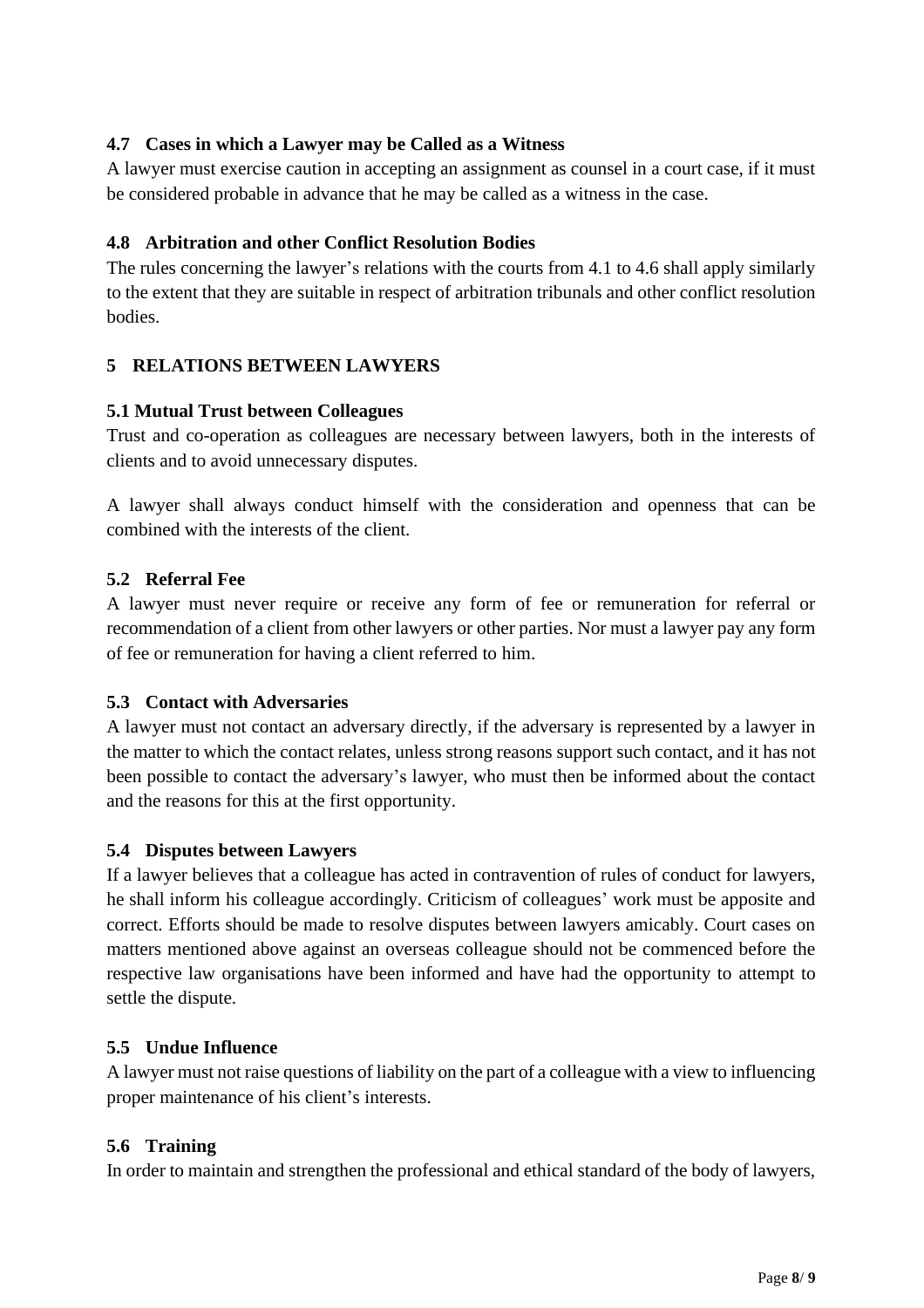### 4.7 Cases in which a Lawyer may be Called as a Witness

A lawyer must exercise caution in accepting an assignment as counsel in a court case, if it must be considered probable in advance that he may be called as a witness in the case.

### 4.8 Arbitration and other Conflict Resolution Bodies

The rules concerning the lawyer's relations with the courts from 4.1 to 4.6 shall apply similarly to the extent that they are suitable in respect of arbitration tribunals and other conflict resolution bodies.

## 5 RELATIONS BETWEEN LAWYERS

### 5.1 Mutual Trust between Colleagues

Trust and co-operation as colleagues are necessary between lawyers, both in the interests of clients and to avoid unnecessary disputes.

A lawyer shall always conduct himself with the consideration and openness that can be combined with the interests of the client.

### 5.2 Referral Fee

A lawyer must never require or receive any form of fee or remuneration for referral or recommendation of a client from other lawyers or other parties. Nor must a lawyer pay any form of fee or remuneration for having a client referred to him.

### 5.3 Contact with Adversaries

A lawyer must not contact an adversary directly, if the adversary is represented by a lawyer in the matter to which the contact relates, unless strong reasons support such contact, and it has not been possible to contact the adversary's lawyer, who must then be informed about the contact and the reasons for this at the first opportunity.

### 5.4 Disputes between Lawyers

If a lawyer believes that a colleague has acted in contravention of rules of conduct for lawyers, he shall inform his colleague accordingly. Criticism of colleagues' work must be apposite and correct. Efforts should be made to resolve disputes between lawyers amicably. Court cases on matters mentioned above against an overseas colleague should not be commenced before the respective law organisations have been informed and have had the opportunity to attempt to settle the dispute.

### 5.5 Undue Influence

A lawyer must not raise questions of liability on the part of a colleague with a view to influencing proper maintenance of his client's interests.

### 5.6 Training

In order to maintain and strengthen the professional and ethical standard of the body of lawyers,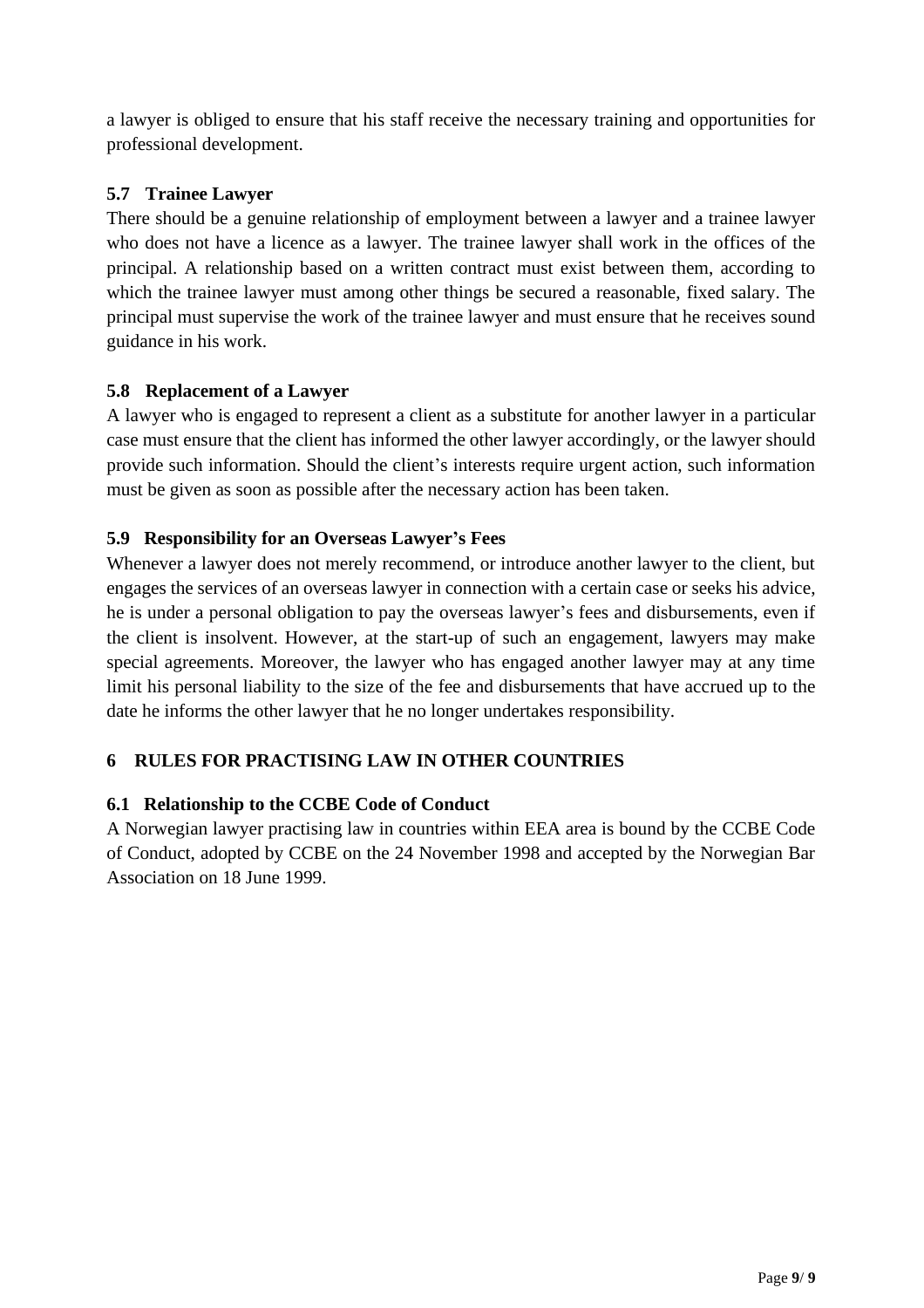a lawyer is obliged to ensure that his staff receive the necessary training and opportunities for professional development.

### 5.7 Trainee Lawyer

There should be a genuine relationship of employment between a lawyer and a trainee lawyer who does not have a licence as a lawyer. The trainee lawyer shall work in the offices of the principal. A relationship based on a written contract must exist between them, according to which the trainee lawyer must among other things be secured a reasonable, fixed salary. The principal must supervise the work of the trainee lawyer and must ensure that he receives sound guidance in his work.

### 5.8 Replacement of a Lawyer

A lawyer who is engaged to represent a client as a substitute for another lawyer in a particular case must ensure that the client has informed the other lawyer accordingly, or the lawyer should provide such information. Should the client's interests require urgent action, such information must be given as soon as possible after the necessary action has been taken.

### 5.9 Responsibility for an Overseas Lawyer's Fees

Whenever a lawyer does not merely recommend, or introduce another lawyer to the client, but engages the services of an overseas lawyer in connection with a certain case or seeks his advice, he is under a personal obligation to pay the overseas lawyer's fees and disbursements, even if the client is insolvent. However, at the start-up of such an engagement, lawyers may make special agreements. Moreover, the lawyer who has engaged another lawyer may at any time limit his personal liability to the size of the fee and disbursements that have accrued up to the date he informs the other lawyer that he no longer undertakes responsibility.

## 6 RULES FOR PRACTISING LAW IN OTHER COUNTRIES

### 6.1 Relationship to the CCBE Code of Conduct

A Norwegian lawyer practising law in countries within EEA area is bound by the CCBE Code of Conduct, adopted by CCBE on the 24 November 1998 and accepted by the Norwegian Bar Association on 18 June 1999.